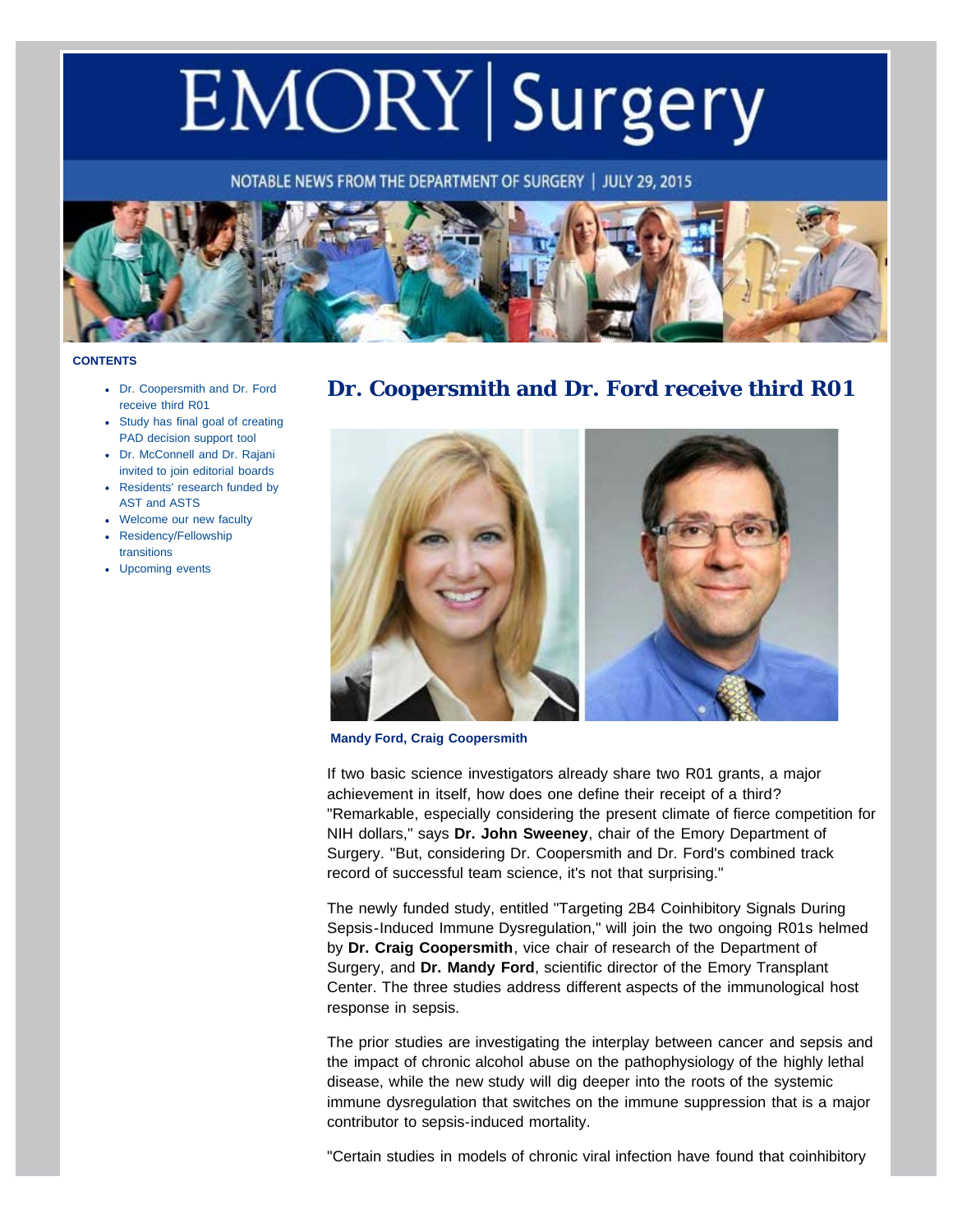# EMORY | Surgery

NOTABLE NEWS FROM THE DEPARTMENT OF SURGERY | JULY 29, 2015

**CONTENTS**

- Dr. Coopersmith and Dr. Ford receive third R01
- Study has final goal of creating PAD decision support tool
- Dr. McConnell and Dr. Rajani invited to join editorial boards
- Residents' research funded by AST and ASTS
- Welcome our new faculty
- Residency/Fellowship transitions
- Upcoming events

## Dr. Coopersmith and Dr. Ford receive third R01

**Mandy Ford, Craig Coopersmith**

If two basic science investigators already share two R01 grants, a major achievement in itself, how does one define their receipt of a third? "Remarkable, especially considering the present climate of fierce competition for NIH dollars," says **Dr. John Sweeney**, chair of the Emory Department of Surgery. "But, considering Dr. Coopersmith and Dr. Ford's combined track record of successful team science, it's not that surprising."

The newly funded study, entitled "Targeting 2B4 Coinhibitory Signals During Sepsis-Induced Immune Dysregulation," will join the two ongoing R01s helmed by **Dr. Craig Coopersmith**, vice chair of research of the Department of Surgery, and **Dr. Mandy Ford**, scientific director of the Emory Transplant Center. The three studies address different aspects of the immunological host response in sepsis.

The prior studies are investigating the interplay between cancer and sepsis and the impact of chronic alcohol abuse on the pathophysiology of the highly lethal disease, while the new study will dig deeper into the roots of the systemic immune dysregulation that switches on the immune suppression that is a major contributor to sepsis-induced mortality.

"Certain studies in models of chronic viral infection have found that coinhibitory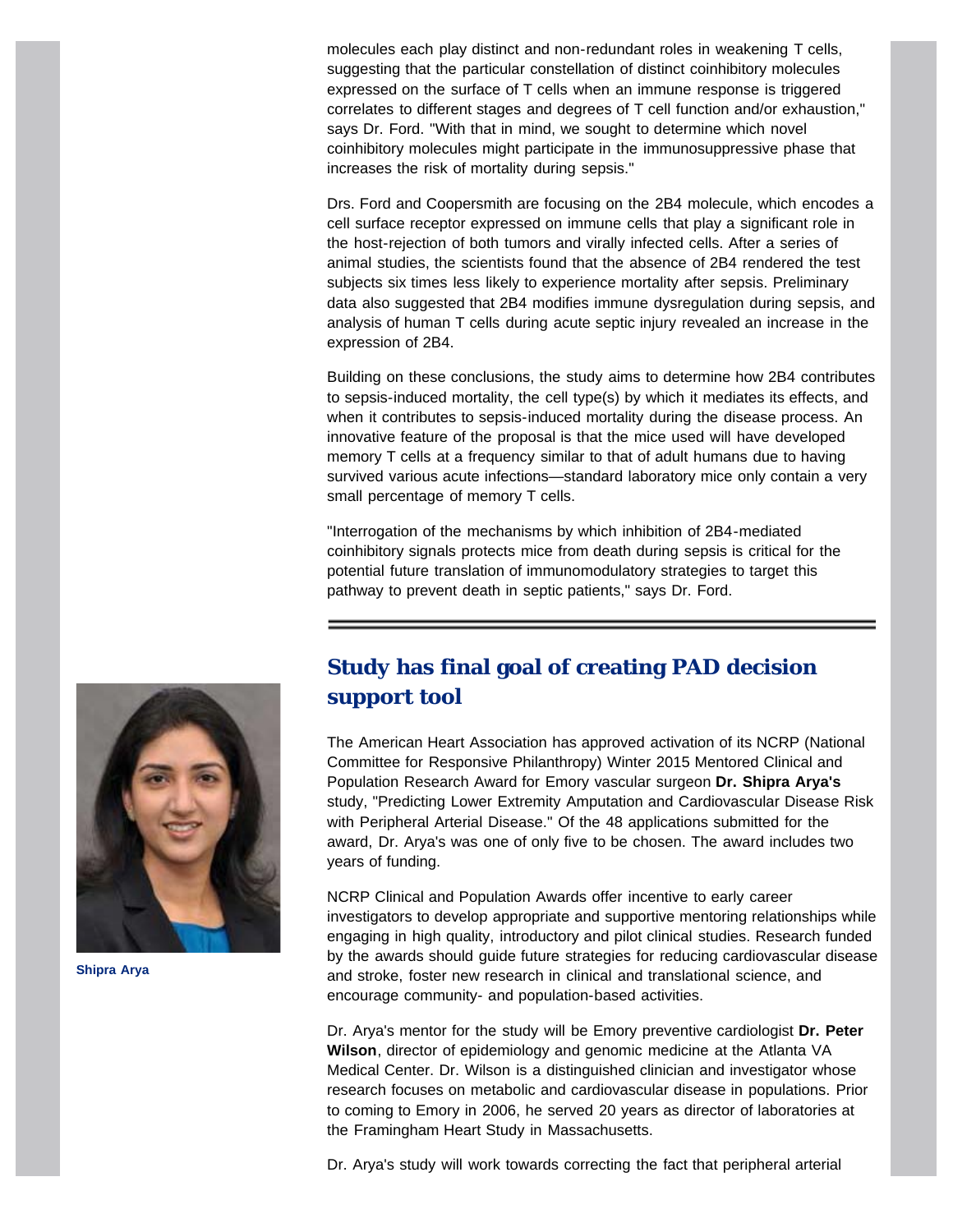molecules each play distinct and non-redundant roles in weakening T cells, suggesting that the particular constellation of distinct coinhibitory molecules expressed on the surface of T cells when an immune response is triggered correlates to different stages and degrees of T cell function and/or exhaustion," says Dr. Ford. "With that in mind, we sought to determine which novel coinhibitory molecules might participate in the immunosuppressive phase that increases the risk of mortality during sepsis."

Drs. Ford and Coopersmith are focusing on the 2B4 molecule, which encodes a cell surface receptor expressed on immune cells that play a significant role in the host-rejection of both tumors and virally infected cells. After a series of animal studies, the scientists found that the absence of 2B4 rendered the test subjects six times less likely to experience mortality after sepsis. Preliminary data also suggested that 2B4 modifies immune dysregulation during sepsis, and analysis of human T cells during acute septic injury revealed an increase in the expression of 2B4.

Building on these conclusions, the study aims to determine how 2B4 contributes to sepsis-induced mortality, the cell type(s) by which it mediates its effects, and when it contributes to sepsis-induced mortality during the disease process. An innovative feature of the proposal is that the mice used will have developed memory T cells at a frequency similar to that of adult humans due to having survived various acute infections—standard laboratory mice only contain a very small percentage of memory T cells.

"Interrogation of the mechanisms by which inhibition of 2B4-mediated coinhibitory signals protects mice from death during sepsis is critical for the potential future translation of immunomodulatory strategies to target this pathway to prevent death in septic patients," says Dr. Ford.

---

## Study has final goal of creating PAD decision support tool

Shipra Arya

The American Heart Association has approved activation of its NCRP (National Committee for Responsive Philanthropy) Winter 2015 Mentored Clinical and Population Research Award for Emory vascular surgeon **Dr. Shipra Arya's** study, "Predicting Lower Extremity Amputation and Cardiovascular Disease Risk with Peripheral Arterial Disease." Of the 48 applications submitted for the award, Dr. Arya's was one of only five to be chosen. The award includes two years of funding.

NCRP Clinical and Population Awards offer incentive to early career investigators to develop appropriate and supportive mentoring relationships while engaging in high quality, introductory and pilot clinical studies. Research funded by the awards should guide future strategies for reducing cardiovascular disease and stroke, foster new research in clinical and translational science, and encourage community- and population-based activities.

Dr. Arya's mentor for the study will be Emory preventive cardiologist **Dr. Peter Wilson**, director of epidemiology and genomic medicine at the Atlanta VA Medical Center. Dr. Wilson is a distinguished clinician and investigator whose research focuses on metabolic and cardiovascular disease in populations. Prior to coming to Emory in 2006, he served 20 years as director of laboratories at the Framingham Heart Study in Massachusetts.

Dr. Arya's study will work towards correcting the fact that peripheral arterial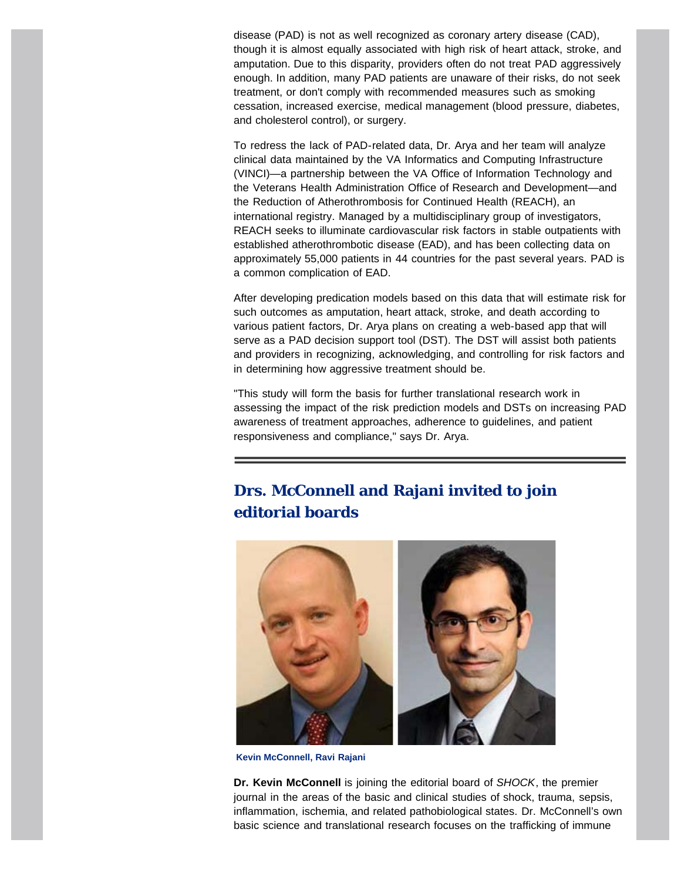disease (PAD) is not as well recognized as coronary artery disease (CAD), though it is almost equally associated with high risk of heart attack, stroke, and amputation. Due to this disparity, providers often do not treat PAD aggressively enough. In addition, many PAD patients are unaware of their risks, do not seek treatment, or don't comply with recommended measures such as smoking cessation, increased exercise, medical management (blood pressure, diabetes, and cholesterol control), or surgery.

To redress the lack of PAD-related data, Dr. Arya and her team will analyze clinical data maintained by the VA Informatics and Computing Infrastructure (VINCI)—a partnership between the VA Office of Information Technology and the Veterans Health Administration Office of Research and Development—and the Reduction of Atherothrombosis for Continued Health (REACH), an international registry. Managed by a multidisciplinary group of investigators, REACH seeks to illuminate cardiovascular risk factors in stable outpatients with established atherothrombotic disease (EAD), and has been collecting data on approximately 55,000 patients in 44 countries for the past several years. PAD is a common complication of EAD.

After developing predication models based on this data that will estimate risk for such outcomes as amputation, heart attack, stroke, and death according to various patient factors, Dr. Arya plans on creating a web-based app that will serve as a PAD decision support tool (DST). The DST will assist both patients and providers in recognizing, acknowledging, and controlling for risk factors and in determining how aggressive treatment should be.

"This study will form the basis for further translational research work in assessing the impact of the risk prediction models and DSTs on increasing PAD awareness of treatment approaches, adherence to guidelines, and patient responsiveness and compliance," says Dr. Arya.

---

## Drs. McConnell and Rajani invited to join editorial boards

**Kevin McConnell, Ravi Rajani**

**Dr. Kevin McConnell** is joining the editorial board of *SHOCK*, the premier journal in the areas of the basic and clinical studies of shock, trauma, sepsis, inflammation, ischemia, and related pathobiological states. Dr. McConnell's own basic science and translational research focuses on the trafficking of immune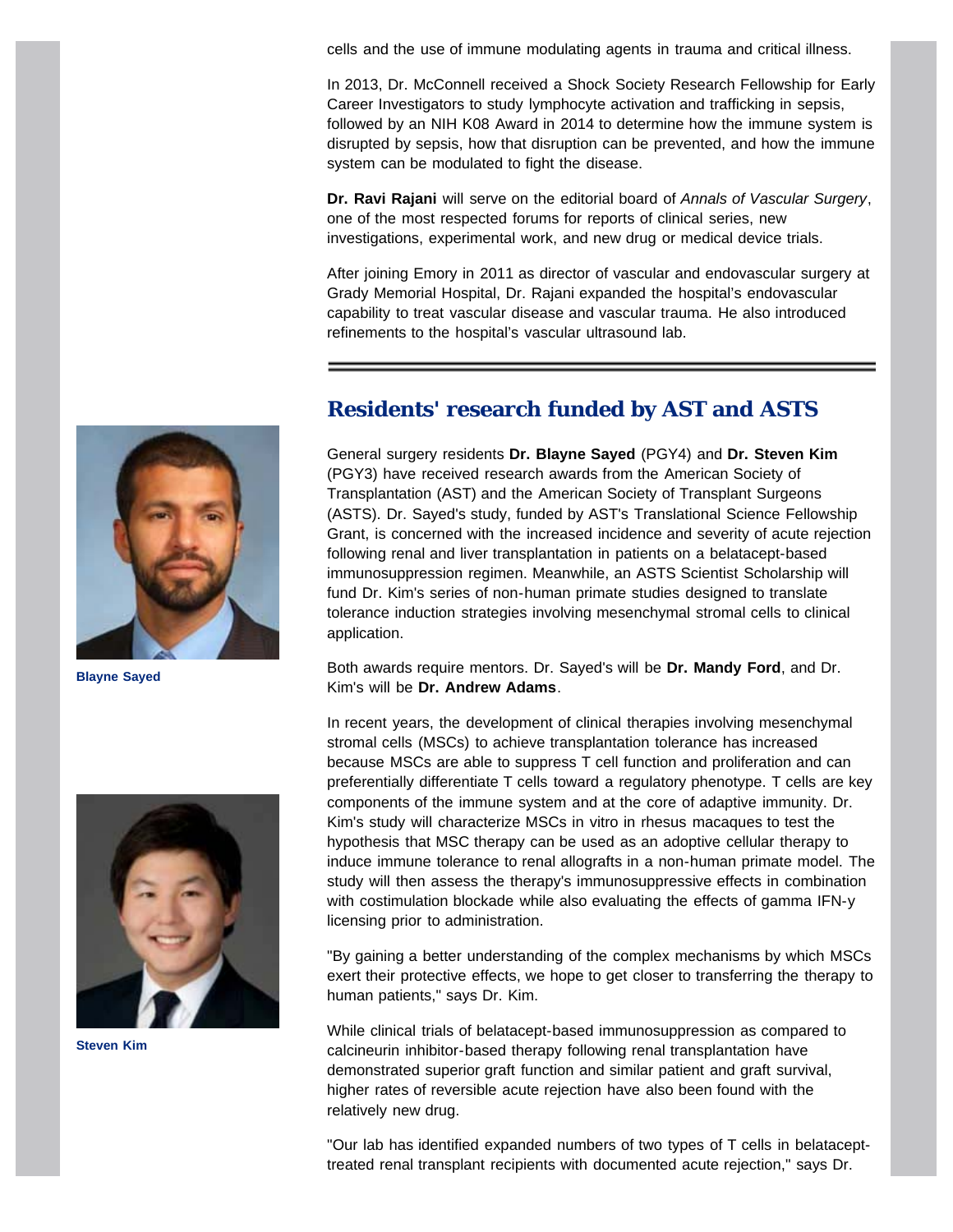cells and the use of immune modulating agents in trauma and critical illness.

In 2013, Dr. McConnell received a Shock Society Research Fellowship for Early Career Investigators to study lymphocyte activation and trafficking in sepsis, followed by an NIH K08 Award in 2014 to determine how the immune system is disrupted by sepsis, how that disruption can be prevented, and how the immune system can be modulated to fight the disease.

**Dr. Ravi Rajani** will serve on the editorial board of *Annals of Vascular Surgery*, one of the most respected forums for reports of clinical series, new investigations, experimental work, and new drug or medical device trials.

After joining Emory in 2011 as director of vascular and endovascular surgery at Grady Memorial Hospital, Dr. Rajani expanded the hospital's endovascular capability to treat vascular disease and vascular trauma. He also introduced refinements to the hospital's vascular ultrasound lab.

## Residents' research funded by AST and ASTS

Blayne Sayed

Steven Kim

General surgery residents **Dr. Blayne Sayed** (PGY4) and **Dr. Steven Kim** (PGY3) have received research awards from the American Society of Transplantation (AST) and the American Society of Transplant Surgeons (ASTS). Dr. Sayed's study, funded by AST's Translational Science Fellowship Grant, is concerned with the increased incidence and severity of acute rejection following renal and liver transplantation in patients on a belatacept-based immunosuppression regimen. Meanwhile, an ASTS Scientist Scholarship will fund Dr. Kim's series of non-human primate studies designed to translate tolerance induction strategies involving mesenchymal stromal cells to clinical application.

Both awards require mentors. Dr. Sayed's will be **Dr. Mandy Ford**, and Dr. Kim's will be **Dr. Andrew Adams**.

In recent years, the development of clinical therapies involving mesenchymal stromal cells (MSCs) to achieve transplantation tolerance has increased because MSCs are able to suppress T cell function and proliferation and can preferentially differentiate T cells toward a regulatory phenotype. T cells are key components of the immune system and at the core of adaptive immunity. Dr. Kim's study will characterize MSCs in vitro in rhesus macaques to test the hypothesis that MSC therapy can be used as an adoptive cellular therapy to induce immune tolerance to renal allografts in a non-human primate model. The study will then assess the therapy's immunosuppressive effects in combination with costimulation blockade while also evaluating the effects of gamma IFN-y licensing prior to administration.

"By gaining a better understanding of the complex mechanisms by which MSCs exert their protective effects, we hope to get closer to transferring the therapy to human patients," says Dr. Kim.

While clinical trials of belatacept-based immunosuppression as compared to calcineurin inhibitor-based therapy following renal transplantation have demonstrated superior graft function and similar patient and graft survival, higher rates of reversible acute rejection have also been found with the relatively new drug.

"Our lab has identified expanded numbers of two types of T cells in belatacept-treated renal transplant recipients with documented acute rejection," says Dr.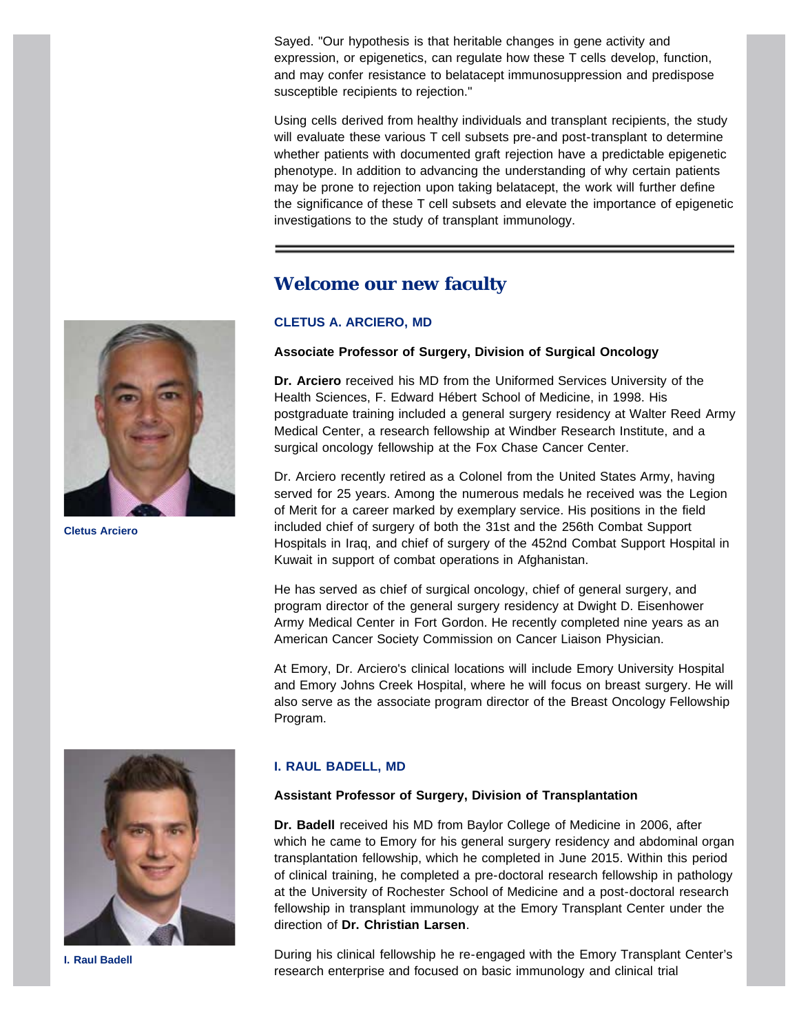Sayed. "Our hypothesis is that heritable changes in gene activity and expression, or epigenetics, can regulate how these T cells develop, function, and may confer resistance to belatacept immunosuppression and predispose susceptible recipients to rejection."

Using cells derived from healthy individuals and transplant recipients, the study will evaluate these various T cell subsets pre-and post-transplant to determine whether patients with documented graft rejection have a predictable epigenetic phenotype. In addition to advancing the understanding of why certain patients may be prone to rejection upon taking belatacept, the work will further define the significance of these T cell subsets and elevate the importance of epigenetic investigations to the study of transplant immunology.

## Welcome our new faculty

### CLETUS A. ARCIERO, MD

**Associate Professor of Surgery, Division of Surgical Oncology**

Cletus Arciero

**Dr. Arciero** received his MD from the Uniformed Services University of the Health Sciences, F. Edward Hébert School of Medicine, in 1998. His postgraduate training included a general surgery residency at Walter Reed Army Medical Center, a research fellowship at Windber Research Institute, and a surgical oncology fellowship at the Fox Chase Cancer Center.

Dr. Arciero recently retired as a Colonel from the United States Army, having served for 25 years. Among the numerous medals he received was the Legion of Merit for a career marked by exemplary service. His positions in the field included chief of surgery of both the 31st and the 256th Combat Support Hospitals in Iraq, and chief of surgery of the 452nd Combat Support Hospital in Kuwait in support of combat operations in Afghanistan.

He has served as chief of surgical oncology, chief of general surgery, and program director of the general surgery residency at Dwight D. Eisenhower Army Medical Center in Fort Gordon. He recently completed nine years as an American Cancer Society Commission on Cancer Liaison Physician.

At Emory, Dr. Arciero's clinical locations will include Emory University Hospital and Emory Johns Creek Hospital, where he will focus on breast surgery. He will also serve as the associate program director of the Breast Oncology Fellowship Program.

### I. RAUL BADELL, MD

**Assistant Professor of Surgery, Division of Transplantation**

I. Raul Badell

**Dr. Badell** received his MD from Baylor College of Medicine in 2006, after which he came to Emory for his general surgery residency and abdominal organ transplantation fellowship, which he completed in June 2015. Within this period of clinical training, he completed a pre-doctoral research fellowship in pathology at the University of Rochester School of Medicine and a post-doctoral research fellowship in transplant immunology at the Emory Transplant Center under the direction of **Dr. Christian Larsen**.

During his clinical fellowship he re-engaged with the Emory Transplant Center's research enterprise and focused on basic immunology and clinical trial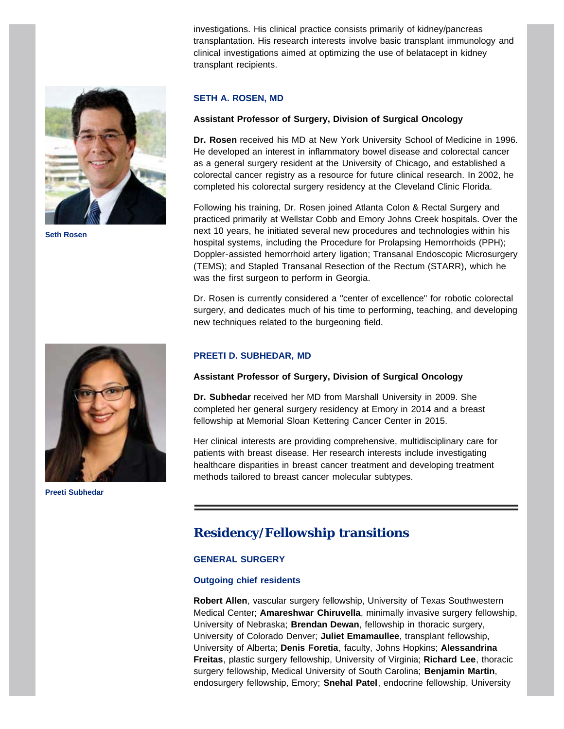investigations. His clinical practice consists primarily of kidney/pancreas transplantation. His research interests involve basic transplant immunology and clinical investigations aimed at optimizing the use of belatacept in kidney transplant recipients.

Seth Rosen

### SETH A. ROSEN, MD

**Assistant Professor of Surgery, Division of Surgical Oncology**

**Dr. Rosen** received his MD at New York University School of Medicine in 1996. He developed an interest in inflammatory bowel disease and colorectal cancer as a general surgery resident at the University of Chicago, and established a colorectal cancer registry as a resource for future clinical research. In 2002, he completed his colorectal surgery residency at the Cleveland Clinic Florida.

Following his training, Dr. Rosen joined Atlanta Colon & Rectal Surgery and practiced primarily at Wellstar Cobb and Emory Johns Creek hospitals. Over the next 10 years, he initiated several new procedures and technologies within his hospital systems, including the Procedure for Prolapsing Hemorrhoids (PPH); Doppler-assisted hemorrhoid artery ligation; Transanal Endoscopic Microsurgery (TEMS); and Stapled Transanal Resection of the Rectum (STARR), which he was the first surgeon to perform in Georgia.

Dr. Rosen is currently considered a "center of excellence" for robotic colorectal surgery, and dedicates much of his time to performing, teaching, and developing new techniques related to the burgeoning field.

Preeti Subhedar

### PREETI D. SUBHEDAR, MD

**Assistant Professor of Surgery, Division of Surgical Oncology**

**Dr. Subhedar** received her MD from Marshall University in 2009. She completed her general surgery residency at Emory in 2014 and a breast fellowship at Memorial Sloan Kettering Cancer Center in 2015.

Her clinical interests are providing comprehensive, multidisciplinary care for patients with breast disease. Her research interests include investigating healthcare disparities in breast cancer treatment and developing treatment methods tailored to breast cancer molecular subtypes.

---

## Residency/Fellowship transitions

### GENERAL SURGERY

#### Outgoing chief residents

**Robert Allen**, vascular surgery fellowship, University of Texas Southwestern Medical Center; **Amareshwar Chiruvella**, minimally invasive surgery fellowship, University of Nebraska; **Brendan Dewan**, fellowship in thoracic surgery, University of Colorado Denver; **Juliet Emamaullee**, transplant fellowship, University of Alberta; **Denis Foretia**, faculty, Johns Hopkins; **Alessandrina Freitas**, plastic surgery fellowship, University of Virginia; **Richard Lee**, thoracic surgery fellowship, Medical University of South Carolina; **Benjamin Martin**, endosurgery fellowship, Emory; **Snehal Patel**, endocrine fellowship, University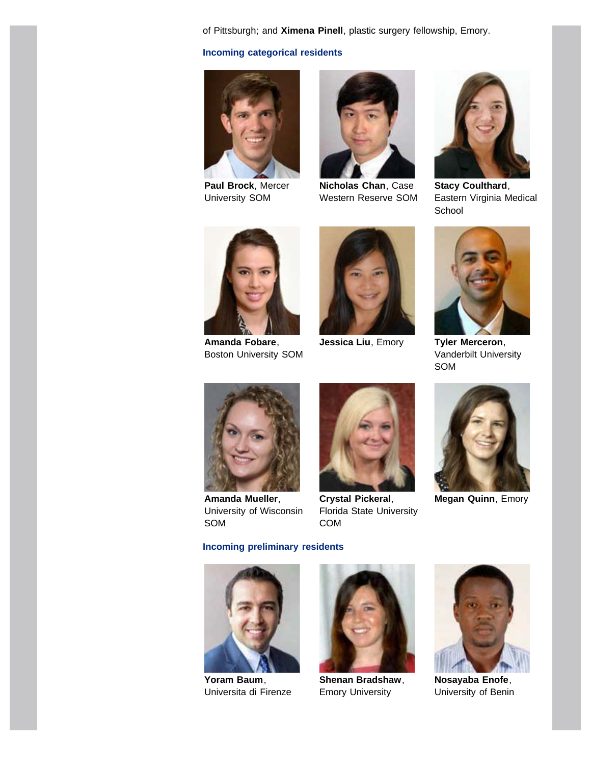of Pittsburgh; and **Ximena Pinell**, plastic surgery fellowship, Emory.

### Incoming categorical residents

**Paul Brock**, Mercer University SOM

**Nicholas Chan**, Case Western Reserve SOM

**Stacy Coulthard**, Eastern Virginia Medical School

**Amanda Fobare**, Boston University SOM

**Jessica Liu**, Emory

**Tyler Merceron**, Vanderbilt University SOM

**Amanda Mueller**, University of Wisconsin SOM

**Crystal Pickeral**, Florida State University COM

**Megan Quinn**, Emory

### Incoming preliminary residents

**Yoram Baum**, Universita di Firenze

**Shenan Bradshaw**, Emory University

**Nosayaba Enofe**, University of Benin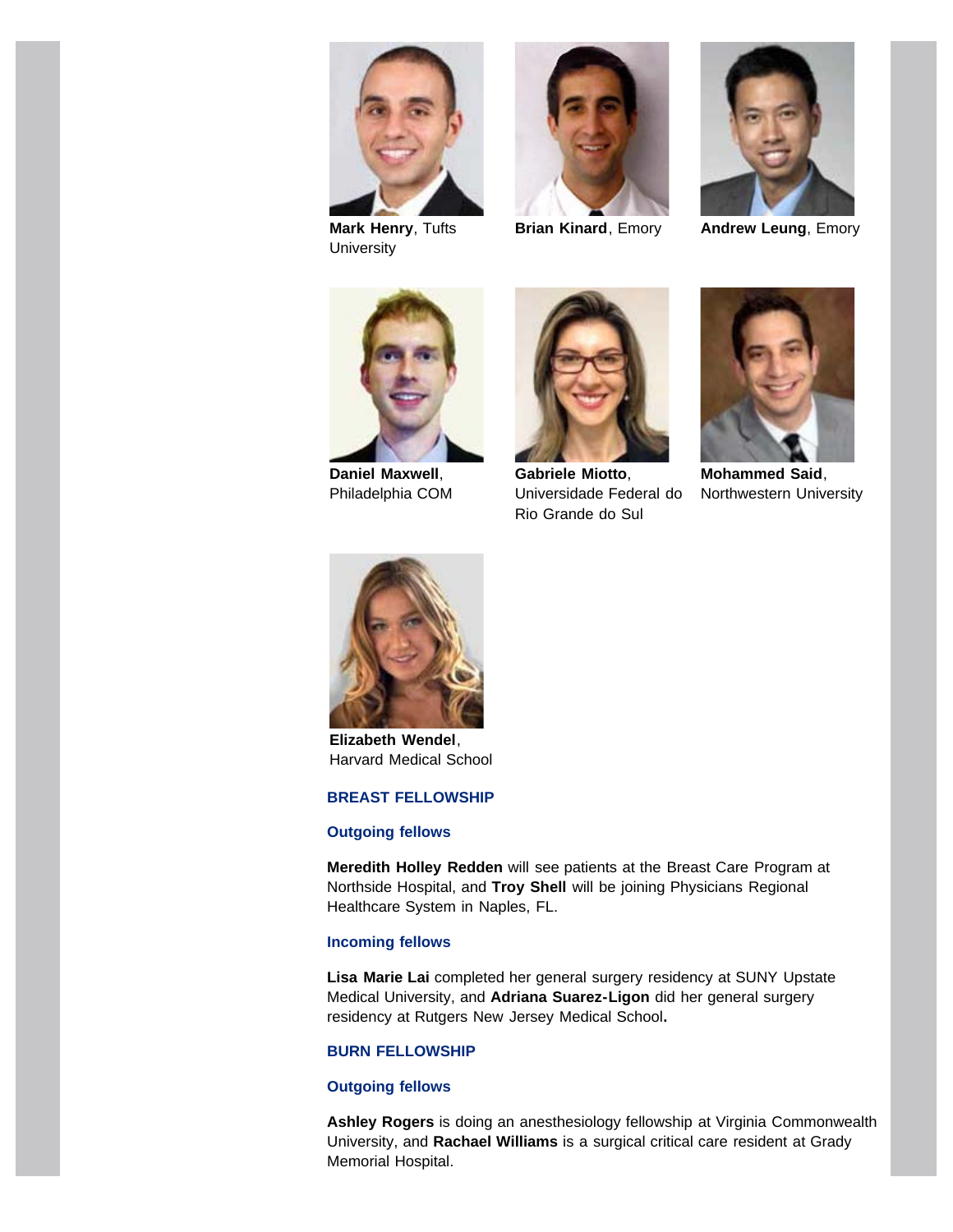**Mark Henry**, Tufts University

**Brian Kinard**, Emory

**Andrew Leung**, Emory

**Daniel Maxwell**, Philadelphia COM

**Gabriele Miotto**, Universidade Federal do Rio Grande do Sul

**Mohammed Said**, Northwestern University

**Elizabeth Wendel**, Harvard Medical School

## BREAST FELLOWSHIP

### Outgoing fellows

**Meredith Holley Redden** will see patients at the Breast Care Program at Northside Hospital, and **Troy Shell** will be joining Physicians Regional Healthcare System in Naples, FL.

### Incoming fellows

**Lisa Marie Lai** completed her general surgery residency at SUNY Upstate Medical University, and **Adriana Suarez-Ligon** did her general surgery residency at Rutgers New Jersey Medical School**.**

## BURN FELLOWSHIP

### Outgoing fellows

**Ashley Rogers** is doing an anesthesiology fellowship at Virginia Commonwealth University, and **Rachael Williams** is a surgical critical care resident at Grady Memorial Hospital.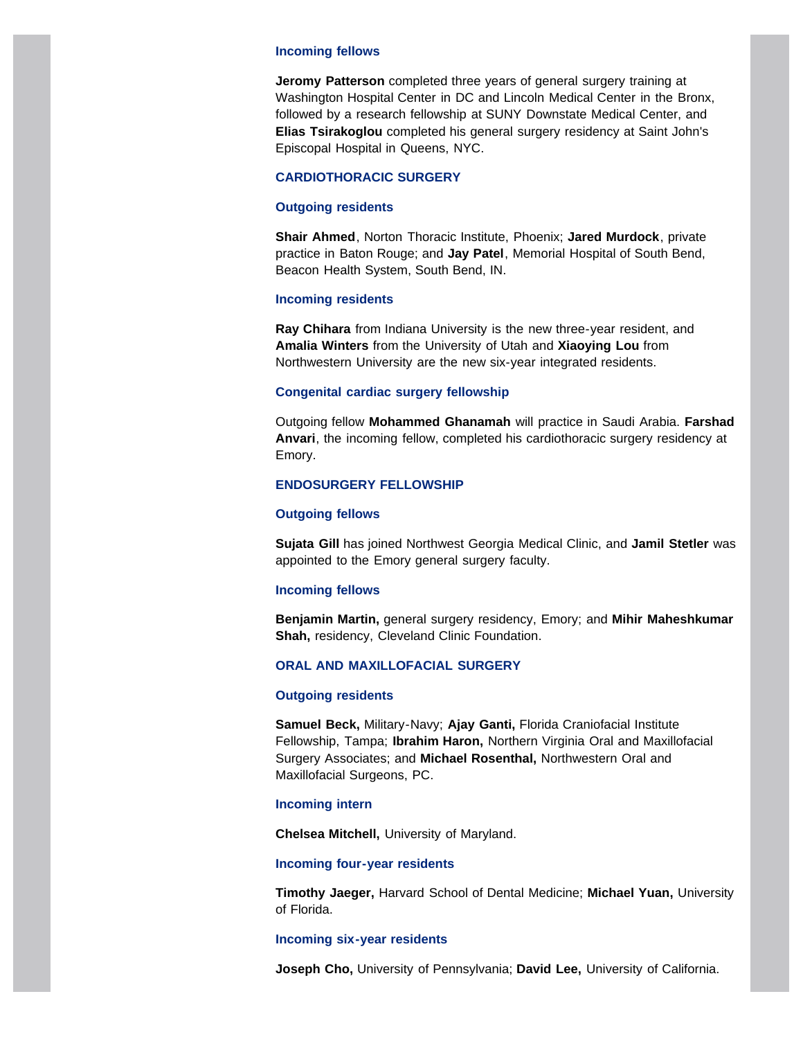### Incoming fellows

**Jeromy Patterson** completed three years of general surgery training at Washington Hospital Center in DC and Lincoln Medical Center in the Bronx, followed by a research fellowship at SUNY Downstate Medical Center, and **Elias Tsirakoglou** completed his general surgery residency at Saint John's Episcopal Hospital in Queens, NYC.

## CARDIOTHORACIC SURGERY

### Outgoing residents

**Shair Ahmed**, Norton Thoracic Institute, Phoenix; **Jared Murdock**, private practice in Baton Rouge; and **Jay Patel**, Memorial Hospital of South Bend, Beacon Health System, South Bend, IN.

### Incoming residents

**Ray Chihara** from Indiana University is the new three-year resident, and **Amalia Winters** from the University of Utah and **Xiaoying Lou** from Northwestern University are the new six-year integrated residents.

### Congenital cardiac surgery fellowship

Outgoing fellow **Mohammed Ghanamah** will practice in Saudi Arabia. **Farshad Anvari**, the incoming fellow, completed his cardiothoracic surgery residency at Emory.

## ENDOSURGERY FELLOWSHIP

### Outgoing fellows

**Sujata Gill** has joined Northwest Georgia Medical Clinic, and **Jamil Stetler** was appointed to the Emory general surgery faculty.

### Incoming fellows

**Benjamin Martin,** general surgery residency, Emory; and **Mihir Maheshkumar Shah,** residency, Cleveland Clinic Foundation.

## ORAL AND MAXILLOFACIAL SURGERY

### Outgoing residents

**Samuel Beck,** Military-Navy; **Ajay Ganti,** Florida Craniofacial Institute Fellowship, Tampa; **Ibrahim Haron,** Northern Virginia Oral and Maxillofacial Surgery Associates; and **Michael Rosenthal,** Northwestern Oral and Maxillofacial Surgeons, PC.

### Incoming intern

**Chelsea Mitchell,** University of Maryland.

### Incoming four-year residents

**Timothy Jaeger,** Harvard School of Dental Medicine; **Michael Yuan,** University of Florida.

### Incoming six-year residents

**Joseph Cho,** University of Pennsylvania; **David Lee,** University of California.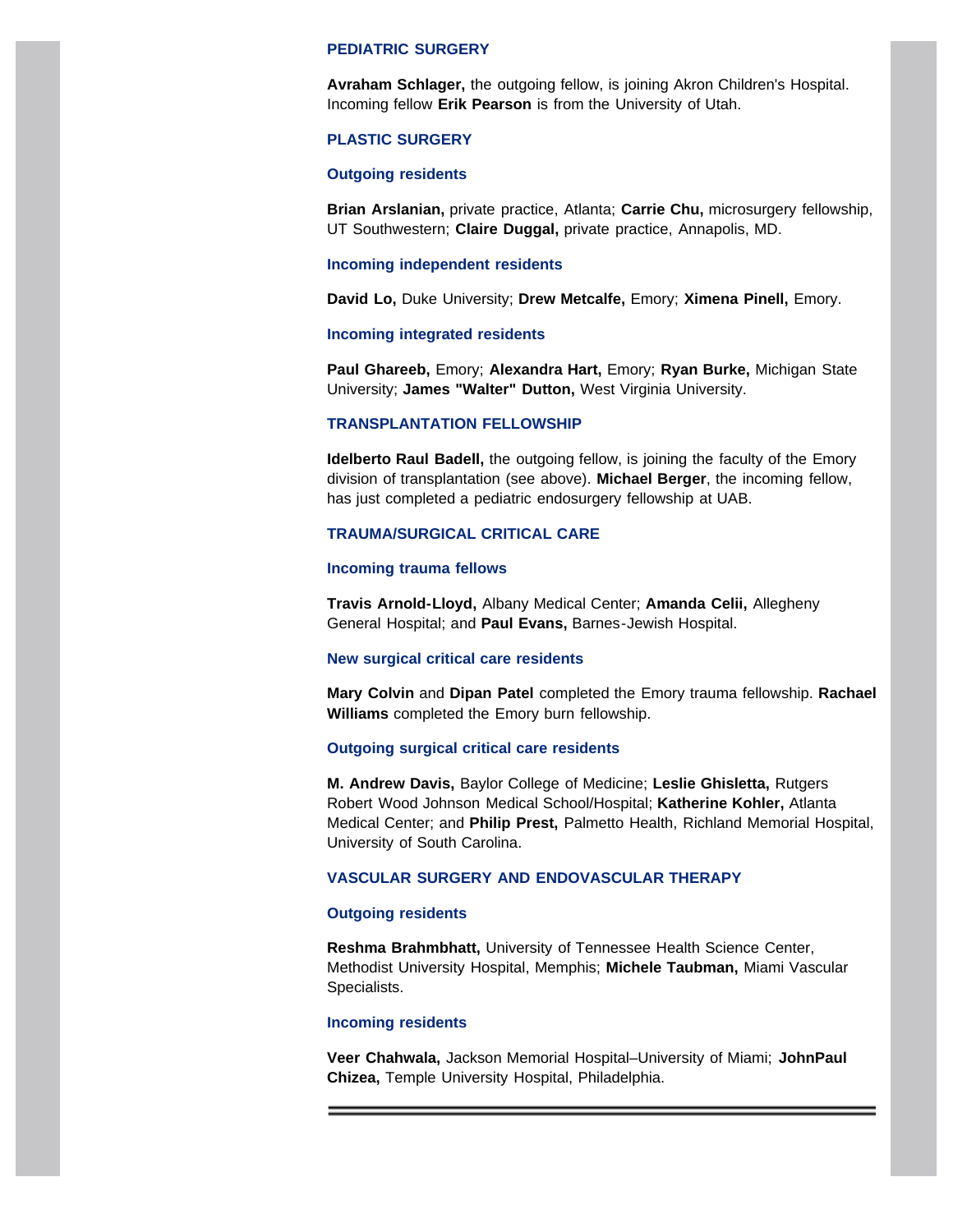## PEDIATRIC SURGERY

**Avraham Schlager,** the outgoing fellow, is joining Akron Children's Hospital. Incoming fellow **Erik Pearson** is from the University of Utah.

## PLASTIC SURGERY

### Outgoing residents

**Brian Arslanian,** private practice, Atlanta; **Carrie Chu,** microsurgery fellowship, UT Southwestern; **Claire Duggal,** private practice, Annapolis, MD.

### Incoming independent residents

**David Lo,** Duke University; **Drew Metcalfe,** Emory; **Ximena Pinell,** Emory.

### Incoming integrated residents

**Paul Ghareeb,** Emory; **Alexandra Hart,** Emory; **Ryan Burke,** Michigan State University; **James "Walter" Dutton,** West Virginia University.

## TRANSPLANTATION FELLOWSHIP

**Idelberto Raul Badell,** the outgoing fellow, is joining the faculty of the Emory division of transplantation (see above). **Michael Berger**, the incoming fellow, has just completed a pediatric endosurgery fellowship at UAB.

## TRAUMA/SURGICAL CRITICAL CARE

### Incoming trauma fellows

**Travis Arnold-Lloyd,** Albany Medical Center; **Amanda Celii,** Allegheny General Hospital; and **Paul Evans,** Barnes-Jewish Hospital.

### New surgical critical care residents

**Mary Colvin** and **Dipan Patel** completed the Emory trauma fellowship. **Rachael Williams** completed the Emory burn fellowship.

### Outgoing surgical critical care residents

**M. Andrew Davis,** Baylor College of Medicine; **Leslie Ghisletta,** Rutgers Robert Wood Johnson Medical School/Hospital; **Katherine Kohler,** Atlanta Medical Center; and **Philip Prest,** Palmetto Health, Richland Memorial Hospital, University of South Carolina.

## VASCULAR SURGERY AND ENDOVASCULAR THERAPY

### Outgoing residents

**Reshma Brahmbhatt,** University of Tennessee Health Science Center, Methodist University Hospital, Memphis; **Michele Taubman,** Miami Vascular Specialists.

### Incoming residents

**Veer Chahwala,** Jackson Memorial Hospital–University of Miami; **JohnPaul Chizea,** Temple University Hospital, Philadelphia.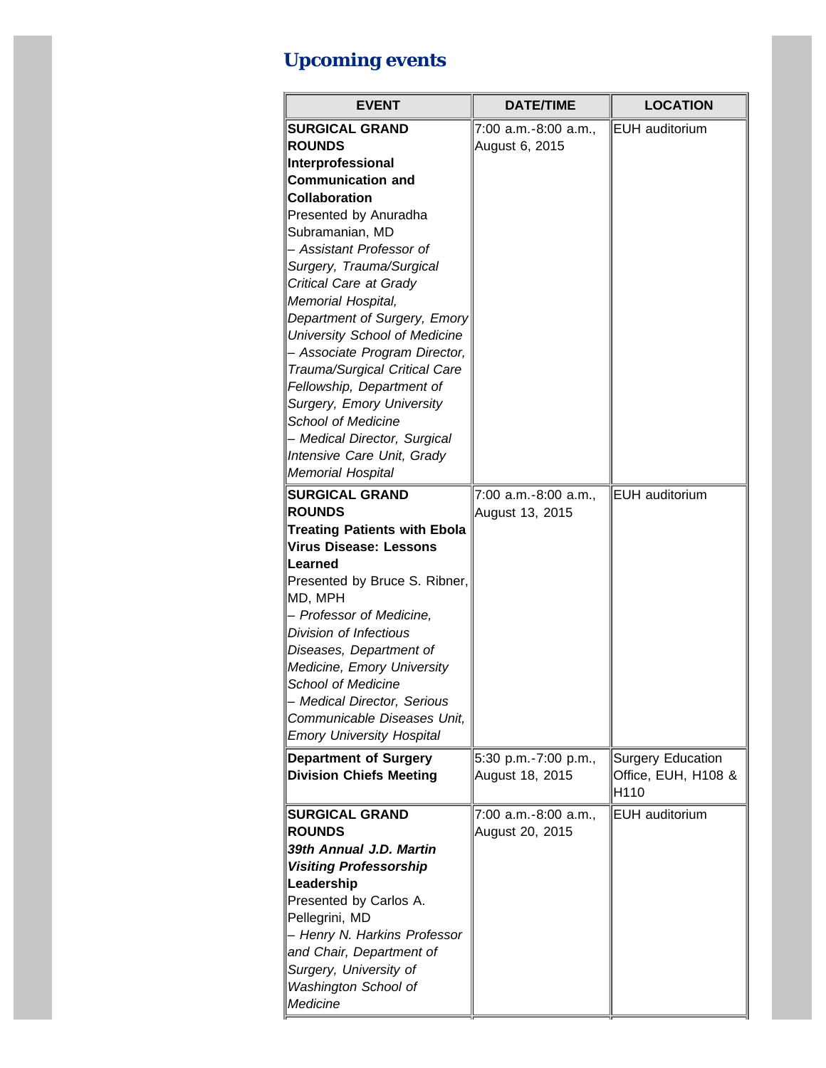## Upcoming events

| EVENT | DATE/TIME | LOCATION |
| --- | --- | --- |
| **SURGICAL GRAND ROUNDS** **Interprofessional Communication and Collaboration** Presented by Anuradha Subramanian, MD – *Assistant Professor of Surgery, Trauma/Surgical Critical Care at Grady Memorial Hospital, Department of Surgery, Emory University School of Medicine* – *Associate Program Director, Trauma/Surgical Critical Care Fellowship, Department of Surgery, Emory University School of Medicine* – *Medical Director, Surgical Intensive Care Unit, Grady Memorial Hospital* | 7:00 a.m.-8:00 a.m., August 6, 2015 | EUH auditorium |
| **SURGICAL GRAND ROUNDS** **Treating Patients with Ebola Virus Disease: Lessons Learned** Presented by Bruce S. Ribner, MD, MPH – *Professor of Medicine, Division of Infectious Diseases, Department of Medicine, Emory University School of Medicine* – *Medical Director, Serious Communicable Diseases Unit, Emory University Hospital* | 7:00 a.m.-8:00 a.m., August 13, 2015 | EUH auditorium |
| **Department of Surgery Division Chiefs Meeting** | 5:30 p.m.-7:00 p.m., August 18, 2015 | Surgery Education Office, EUH, H108 & H110 |
| **SURGICAL GRAND ROUNDS** ***39th Annual J.D. Martin Visiting Professorship*** **Leadership** Presented by Carlos A. Pellegrini, MD – *Henry N. Harkins Professor and Chair, Department of Surgery, University of Washington School of Medicine* | 7:00 a.m.-8:00 a.m., August 20, 2015 | EUH auditorium |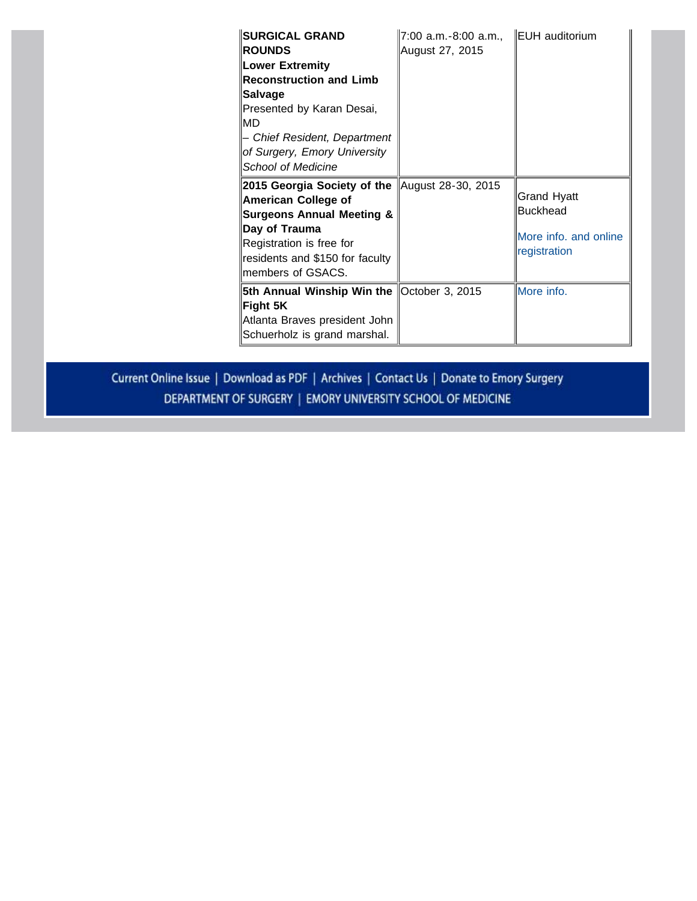| | | |
|---|---|---|
| **SURGICAL GRAND ROUNDS** **Lower Extremity Reconstruction and Limb Salvage** Presented by Karan Desai, MD – *Chief Resident, Department of Surgery, Emory University School of Medicine* | 7:00 a.m.-8:00 a.m., August 27, 2015 | EUH auditorium |
| **2015 Georgia Society of the American College of Surgeons Annual Meeting & Day of Trauma** Registration is free for residents and $150 for faculty members of GSACS. | August 28-30, 2015 | Grand Hyatt Buckhead More info. and online registration |
| **5th Annual Winship Win the Fight 5K** Atlanta Braves president John Schuerholz is grand marshal. | October 3, 2015 | More info. |

Current Online Issue | Download as PDF | Archives | Contact Us | Donate to Emory Surgery

DEPARTMENT OF SURGERY | EMORY UNIVERSITY SCHOOL OF MEDICINE